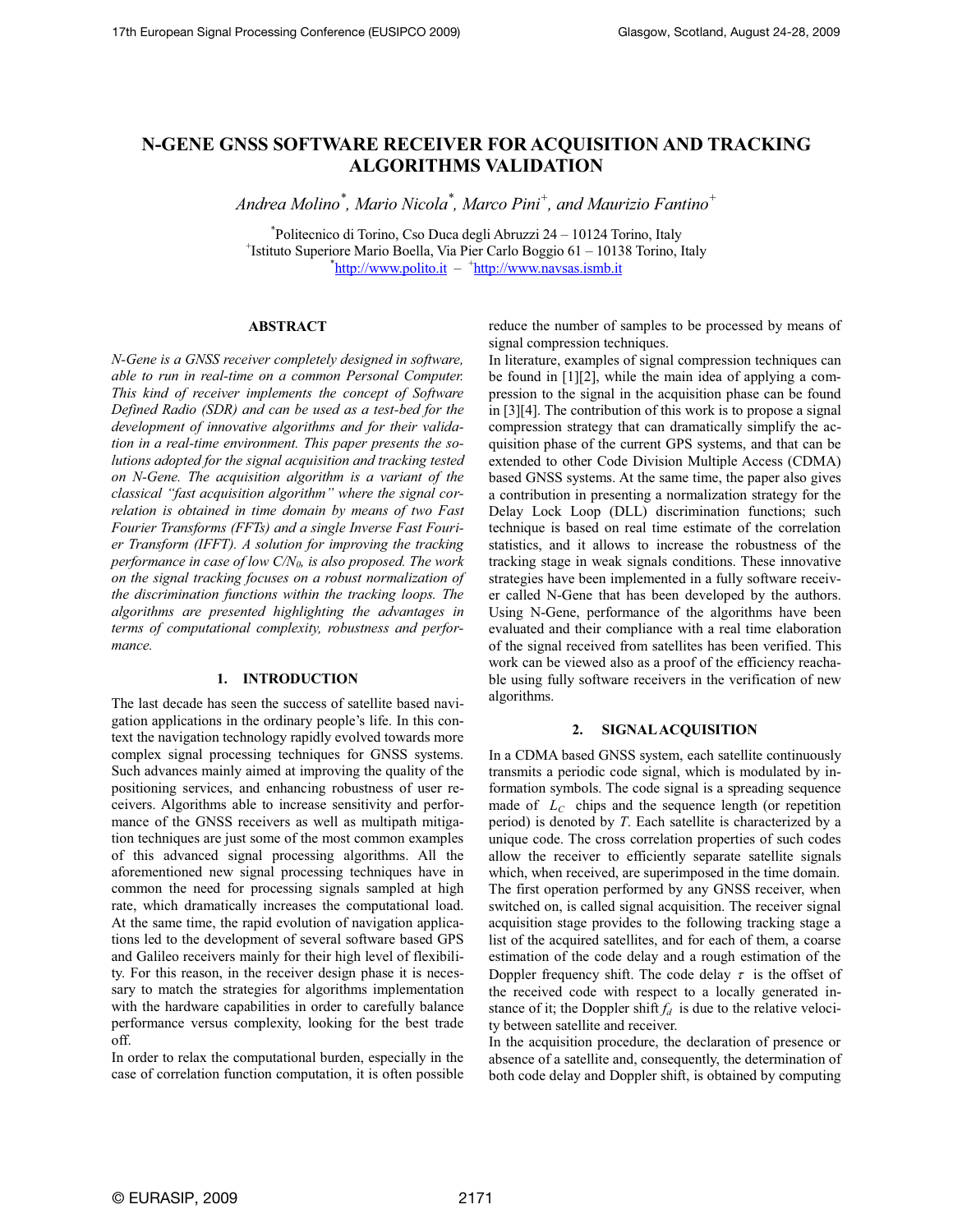# N-GENE GNSS SOFTWARE RECEIVER FOR ACQUISITION AND TRACKING ALGORITHMS VALIDATION

*Andrea Molino[*], Mario Nicola[*], Marco Pini[+], and Maurizio Fantino[+]*

[*]Politecnico di Torino, Cso Duca degli Abruzzi 24 – 10124 Torino, Italy
[+]Istituto Superiore Mario Boella, Via Pier Carlo Boggio 61 – 10138 Torino, Italy
[*]http://www.polito.it – [+]http://www.navsas.ismb.it

### ABSTRACT

*N-Gene is a GNSS receiver completely designed in software, able to run in real-time on a common Personal Computer. This kind of receiver implements the concept of Software Defined Radio (SDR) and can be used as a test-bed for the development of innovative algorithms and for their validation in a real-time environment. This paper presents the solutions adopted for the signal acquisition and tracking tested on N-Gene. The acquisition algorithm is a variant of the classical "fast acquisition algorithm" where the signal correlation is obtained in time domain by means of two Fast Fourier Transforms (FFTs) and a single Inverse Fast Fourier Transform (IFFT). A solution for improving the tracking performance in case of low $C/N_0$, is also proposed. The work on the signal tracking focuses on a robust normalization of the discrimination functions within the tracking loops. The algorithms are presented highlighting the advantages in terms of computational complexity, robustness and performance.*

## 1. INTRODUCTION

The last decade has seen the success of satellite based navigation applications in the ordinary people's life. In this context the navigation technology rapidly evolved towards more complex signal processing techniques for GNSS systems. Such advances mainly aimed at improving the quality of the positioning services, and enhancing robustness of user receivers. Algorithms able to increase sensitivity and performance of the GNSS receivers as well as multipath mitigation techniques are just some of the most common examples of this advanced signal processing algorithms. All the aforementioned new signal processing techniques have in common the need for processing signals sampled at high rate, which dramatically increases the computational load. At the same time, the rapid evolution of navigation applications led to the development of several software based GPS and Galileo receivers mainly for their high level of flexibility. For this reason, in the receiver design phase it is necessary to match the strategies for algorithms implementation with the hardware capabilities in order to carefully balance performance versus complexity, looking for the best trade off.

In order to relax the computational burden, especially in the case of correlation function computation, it is often possible reduce the number of samples to be processed by means of signal compression techniques.

In literature, examples of signal compression techniques can be found in [1][2], while the main idea of applying a compression to the signal in the acquisition phase can be found in [3][4]. The contribution of this work is to propose a signal compression strategy that can dramatically simplify the acquisition phase of the current GPS systems, and that can be extended to other Code Division Multiple Access (CDMA) based GNSS systems. At the same time, the paper also gives a contribution in presenting a normalization strategy for the Delay Lock Loop (DLL) discrimination functions; such technique is based on real time estimate of the correlation statistics, and it allows to increase the robustness of the tracking stage in weak signals conditions. These innovative strategies have been implemented in a fully software receiver called N-Gene that has been developed by the authors. Using N-Gene, performance of the algorithms have been evaluated and their compliance with a real time elaboration of the signal received from satellites has been verified. This work can be viewed also as a proof of the efficiency reachable using fully software receivers in the verification of new algorithms.

## 2. SIGNAL ACQUISITION

In a CDMA based GNSS system, each satellite continuously transmits a periodic code signal, which is modulated by information symbols. The code signal is a spreading sequence made of $L_C$ chips and the sequence length (or repetition period) is denoted by $T$. Each satellite is characterized by a unique code. The cross correlation properties of such codes allow the receiver to efficiently separate satellite signals which, when received, are superimposed in the time domain. The first operation performed by any GNSS receiver, when switched on, is called signal acquisition. The receiver signal acquisition stage provides to the following tracking stage a list of the acquired satellites, and for each of them, a coarse estimation of the code delay and a rough estimation of the Doppler frequency shift. The code delay $\tau$ is the offset of the received code with respect to a locally generated instance of it; the Doppler shift $f_d$ is due to the relative velocity between satellite and receiver.

In the acquisition procedure, the declaration of presence or absence of a satellite and, consequently, the determination of both code delay and Doppler shift, is obtained by computing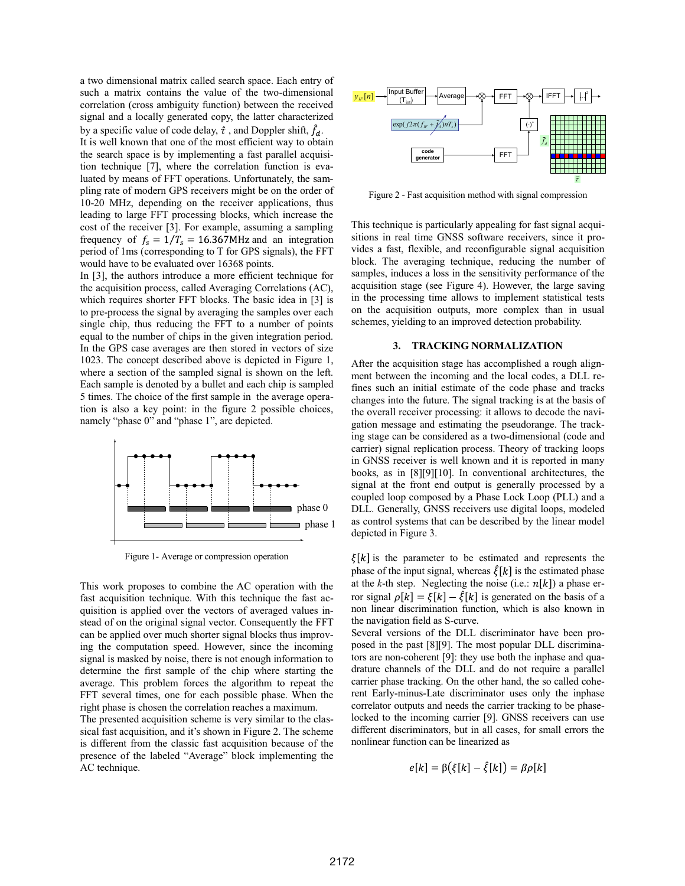a two dimensional matrix called search space. Each entry of such a matrix contains the value of the two-dimensional correlation (cross ambiguity function) between the received signal and a locally generated copy, the latter characterized by a specific value of code delay, $\hat{\tau}$ , and Doppler shift, $\hat{f}_d$.

It is well known that one of the most efficient way to obtain the search space is by implementing a fast parallel acquisition technique [7], where the correlation function is evaluated by means of FFT operations. Unfortunately, the sampling rate of modern GPS receivers might be on the order of 10-20 MHz, depending on the receiver applications, thus leading to large FFT processing blocks, which increase the cost of the receiver [3]. For example, assuming a sampling frequency of $f_s = 1/T_s = 16.367\text{MHz}$ and an integration period of 1ms (corresponding to T for GPS signals), the FFT would have to be evaluated over 16368 points.

In [3], the authors introduce a more efficient technique for the acquisition process, called Averaging Correlations (AC), which requires shorter FFT blocks. The basic idea in [3] is to pre-process the signal by averaging the samples over each single chip, thus reducing the FFT to a number of points equal to the number of chips in the given integration period. In the GPS case averages are then stored in vectors of size 1023. The concept described above is depicted in Figure 1, where a section of the sampled signal is shown on the left. Each sample is denoted by a bullet and each chip is sampled 5 times. The choice of the first sample in the average operation is also a key point: in the figure 2 possible choices, namely "phase 0" and "phase 1", are depicted.

Figure 1- Average or compression operation

This work proposes to combine the AC operation with the fast acquisition technique. With this technique the fast acquisition is applied over the vectors of averaged values instead of on the original signal vector. Consequently the FFT can be applied over much shorter signal blocks thus improving the computation speed. However, since the incoming signal is masked by noise, there is not enough information to determine the first sample of the chip where starting the average. This problem forces the algorithm to repeat the FFT several times, one for each possible phase. When the right phase is chosen the correlation reaches a maximum.

The presented acquisition scheme is very similar to the classical fast acquisition, and it's shown in Figure 2. The scheme is different from the classic fast acquisition because of the presence of the labeled "Average" block implementing the AC technique.

Figure 2 - Fast acquisition method with signal compression

This technique is particularly appealing for fast signal acquisitions in real time GNSS software receivers, since it provides a fast, flexible, and reconfigurable signal acquisition block. The averaging technique, reducing the number of samples, induces a loss in the sensitivity performance of the acquisition stage (see Figure 4). However, the large saving in the processing time allows to implement statistical tests on the acquisition outputs, more complex than in usual schemes, yielding to an improved detection probability.

## 3. TRACKING NORMALIZATION

After the acquisition stage has accomplished a rough alignment between the incoming and the local codes, a DLL refines such an initial estimate of the code phase and tracks changes into the future. The signal tracking is at the basis of the overall receiver processing: it allows to decode the navigation message and estimating the pseudorange. The tracking stage can be considered as a two-dimensional (code and carrier) signal replication process. Theory of tracking loops in GNSS receiver is well known and it is reported in many books, as in [8][9][10]. In conventional architectures, the signal at the front end output is generally processed by a coupled loop composed by a Phase Lock Loop (PLL) and a DLL. Generally, GNSS receivers use digital loops, modeled as control systems that can be described by the linear model depicted in Figure 3.

$\xi[k]$ is the parameter to be estimated and represents the phase of the input signal, whereas $\hat{\xi}[k]$ is the estimated phase at the *k*-th step. Neglecting the noise (i.e.: $n[k]$) a phase error signal $\rho[k] = \xi[k] - \hat{\xi}[k]$ is generated on the basis of a non linear discrimination function, which is also known in the navigation field as S-curve.

Several versions of the DLL discriminator have been proposed in the past [8][9]. The most popular DLL discriminators are non-coherent [9]: they use both the inphase and quadrature channels of the DLL and do not require a parallel carrier phase tracking. On the other hand, the so called coherent Early-minus-Late discriminator uses only the inphase correlator outputs and needs the carrier tracking to be phase-locked to the incoming carrier [9]. GNSS receivers can use different discriminators, but in all cases, for small errors the nonlinear function can be linearized as

$$e[k] = \beta\big(\xi[k] - \hat{\xi}[k]\big) = \beta\rho[k]$$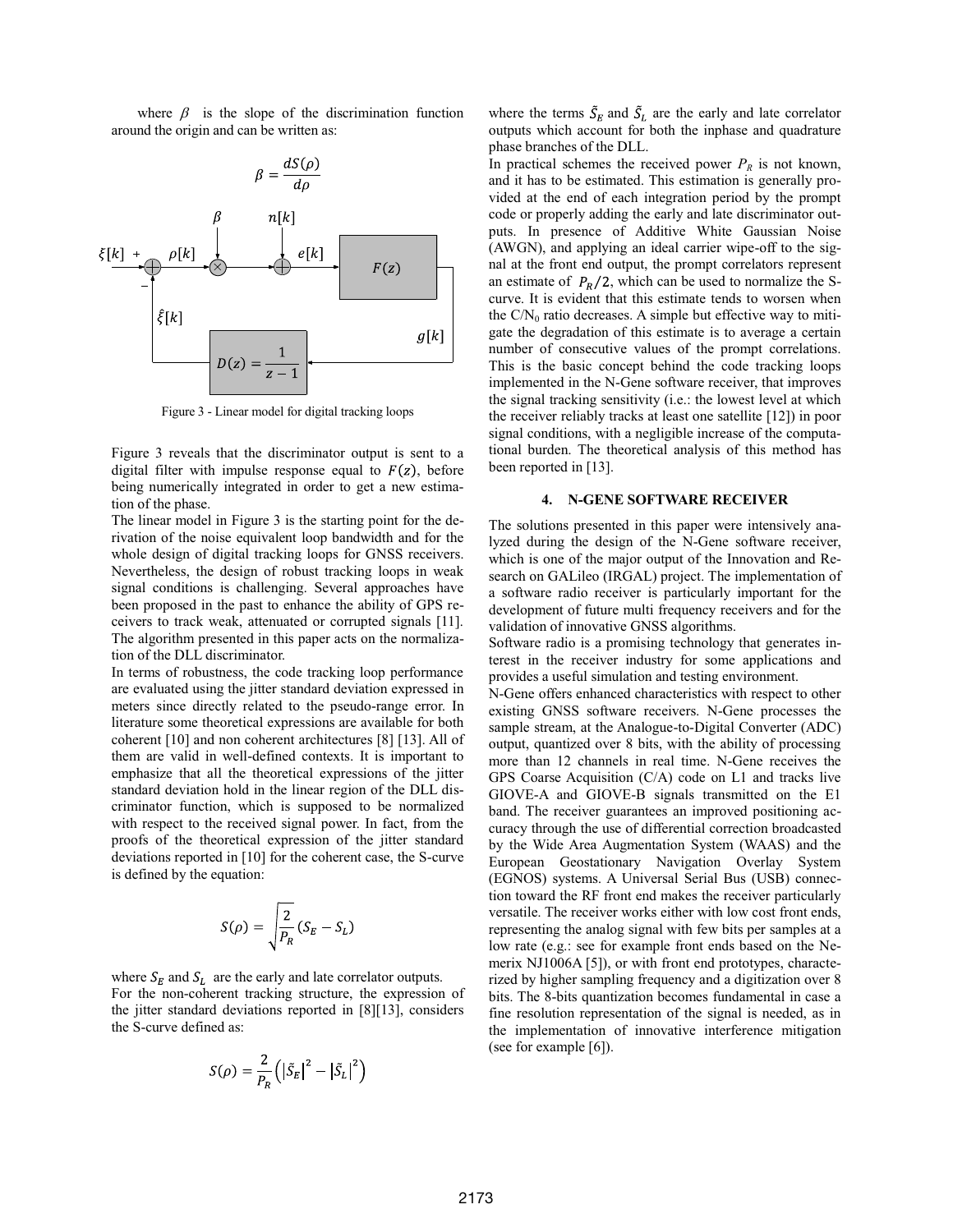where $\beta$ is the slope of the discrimination function around the origin and can be written as:

$$\beta = \frac{dS(\rho)}{d\rho}$$

Figure 3 - Linear model for digital tracking loops

Figure 3 reveals that the discriminator output is sent to a digital filter with impulse response equal to $F(z)$, before being numerically integrated in order to get a new estimation of the phase.

The linear model in Figure 3 is the starting point for the derivation of the noise equivalent loop bandwidth and for the whole design of digital tracking loops for GNSS receivers. Nevertheless, the design of robust tracking loops in weak signal conditions is challenging. Several approaches have been proposed in the past to enhance the ability of GPS receivers to track weak, attenuated or corrupted signals [11]. The algorithm presented in this paper acts on the normalization of the DLL discriminator.

In terms of robustness, the code tracking loop performance are evaluated using the jitter standard deviation expressed in meters since directly related to the pseudo-range error. In literature some theoretical expressions are available for both coherent [10] and non coherent architectures [8] [13]. All of them are valid in well-defined contexts. It is important to emphasize that all the theoretical expressions of the jitter standard deviation hold in the linear region of the DLL discriminator function, which is supposed to be normalized with respect to the received signal power. In fact, from the proofs of the theoretical expression of the jitter standard deviations reported in [10] for the coherent case, the S-curve is defined by the equation:

$$S(\rho) = \sqrt{\frac{2}{P_R}}\left(S_E - S_L\right)$$

where $S_E$ and $S_L$ are the early and late correlator outputs.

For the non-coherent tracking structure, the expression of the jitter standard deviations reported in [8][13], considers the S-curve defined as:

$$S(\rho) = \frac{2}{P_R}\left(\left|\tilde{S}_E\right|^2 - \left|\tilde{S}_L\right|^2\right)$$

where the terms $\tilde{S}_E$ and $\tilde{S}_L$ are the early and late correlator outputs which account for both the inphase and quadrature phase branches of the DLL.

In practical schemes the received power $P_R$ is not known, and it has to be estimated. This estimation is generally provided at the end of each integration period by the prompt code or properly adding the early and late discriminator outputs. In presence of Additive White Gaussian Noise (AWGN), and applying an ideal carrier wipe-off to the signal at the front end output, the prompt correlators represent an estimate of $P_R/2$, which can be used to normalize the S-curve. It is evident that this estimate tends to worsen when the $C/N_0$ ratio decreases. A simple but effective way to mitigate the degradation of this estimate is to average a certain number of consecutive values of the prompt correlations. This is the basic concept behind the code tracking loops implemented in the N-Gene software receiver, that improves the signal tracking sensitivity (i.e.: the lowest level at which the receiver reliably tracks at least one satellite [12]) in poor signal conditions, with a negligible increase of the computational burden. The theoretical analysis of this method has been reported in [13].

## 4. N-GENE SOFTWARE RECEIVER

The solutions presented in this paper were intensively analyzed during the design of the N-Gene software receiver, which is one of the major output of the Innovation and Research on GALileo (IRGAL) project. The implementation of a software radio receiver is particularly important for the development of future multi frequency receivers and for the validation of innovative GNSS algorithms.

Software radio is a promising technology that generates interest in the receiver industry for some applications and provides a useful simulation and testing environment.

N-Gene offers enhanced characteristics with respect to other existing GNSS software receivers. N-Gene processes the sample stream, at the Analogue-to-Digital Converter (ADC) output, quantized over 8 bits, with the ability of processing more than 12 channels in real time. N-Gene receives the GPS Coarse Acquisition (C/A) code on L1 and tracks live GIOVE-A and GIOVE-B signals transmitted on the E1 band. The receiver guarantees an improved positioning accuracy through the use of differential correction broadcasted by the Wide Area Augmentation System (WAAS) and the European Geostationary Navigation Overlay System (EGNOS) systems. A Universal Serial Bus (USB) connection toward the RF front end makes the receiver particularly versatile. The receiver works either with low cost front ends, representing the analog signal with few bits per samples at a low rate (e.g.: see for example front ends based on the Nemerix NJ1006A [5]), or with front end prototypes, characterized by higher sampling frequency and a digitization over 8 bits. The 8-bits quantization becomes fundamental in case a fine resolution representation of the signal is needed, as in the implementation of innovative interference mitigation (see for example [6]).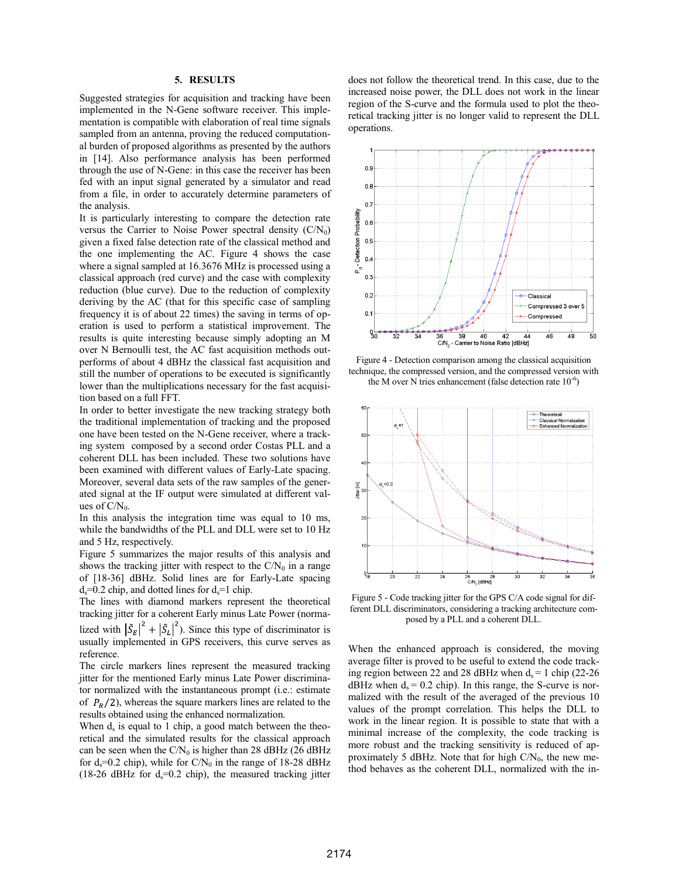## 5. RESULTS

Suggested strategies for acquisition and tracking have been implemented in the N-Gene software receiver. This implementation is compatible with elaboration of real time signals sampled from an antenna, proving the reduced computational burden of proposed algorithms as presented by the authors in [14]. Also performance analysis has been performed through the use of N-Gene: in this case the receiver has been fed with an input signal generated by a simulator and read from a file, in order to accurately determine parameters of the analysis.

It is particularly interesting to compare the detection rate versus the Carrier to Noise Power spectral density ($C/N_0$) given a fixed false detection rate of the classical method and the one implementing the AC. Figure 4 shows the case where a signal sampled at 16.3676 MHz is processed using a classical approach (red curve) and the case with complexity reduction (blue curve). Due to the reduction of complexity deriving by the AC (that for this specific case of sampling frequency it is of about 22 times) the saving in terms of operation is used to perform a statistical improvement. The results is quite interesting because simply adopting an M over N Bernoulli test, the AC fast acquisition methods outperforms of about 4 dBHz the classical fast acquisition and still the number of operations to be executed is significantly lower than the multiplications necessary for the fast acquisition based on a full FFT.

In order to better investigate the new tracking strategy both the traditional implementation of tracking and the proposed one have been tested on the N-Gene receiver, where a tracking system composed by a second order Costas PLL and a coherent DLL has been included. These two solutions have been examined with different values of Early-Late spacing. Moreover, several data sets of the raw samples of the generated signal at the IF output were simulated at different values of $C/N_0$.

In this analysis the integration time was equal to 10 ms, while the bandwidths of the PLL and DLL were set to 10 Hz and 5 Hz, respectively.

Figure 5 summarizes the major results of this analysis and shows the tracking jitter with respect to the $C/N_0$ in a range of [18-36] dBHz. Solid lines are for Early-Late spacing $d_s$=0.2 chip, and dotted lines for $d_s$=1 chip.

The lines with diamond markers represent the theoretical tracking jitter for a coherent Early minus Late Power (normalized with $|\tilde{S}_E|^2 + |\tilde{S}_L|^2$). Since this type of discriminator is usually implemented in GPS receivers, this curve serves as reference.

The circle markers lines represent the measured tracking jitter for the mentioned Early minus Late Power discriminator normalized with the instantaneous prompt (i.e.: estimate of $P_R/2$), whereas the square markers lines are related to the results obtained using the enhanced normalization.

When $d_s$ is equal to 1 chip, a good match between the theoretical and the simulated results for the classical approach can be seen when the $C/N_0$ is higher than 28 dBHz (26 dBHz for $d_s$=0.2 chip), while for $C/N_0$ in the range of 18-28 dBHz (18-26 dBHz for $d_s$=0.2 chip), the measured tracking jitter does not follow the theoretical trend. In this case, due to the increased noise power, the DLL does not work in the linear region of the S-curve and the formula used to plot the theoretical tracking jitter is no longer valid to represent the DLL operations.

Figure 4 - Detection comparison among the classical acquisition technique, the compressed version, and the compressed version with the M over N tries enhancement (false detection rate $10^{-6}$)

Figure 5 - Code tracking jitter for the GPS C/A code signal for different DLL discriminators, considering a tracking architecture composed by a PLL and a coherent DLL.

When the enhanced approach is considered, the moving average filter is proved to be useful to extend the code tracking region between 22 and 28 dBHz when $d_s$ = 1 chip (22-26 dBHz when $d_s$ = 0.2 chip). In this range, the S-curve is normalized with the result of the averaged of the previous 10 values of the prompt correlation. This helps the DLL to work in the linear region. It is possible to state that with a minimal increase of the complexity, the code tracking is more robust and the tracking sensitivity is reduced of approximately 5 dBHz. Note that for high $C/N_0$, the new method behaves as the coherent DLL, normalized with the in-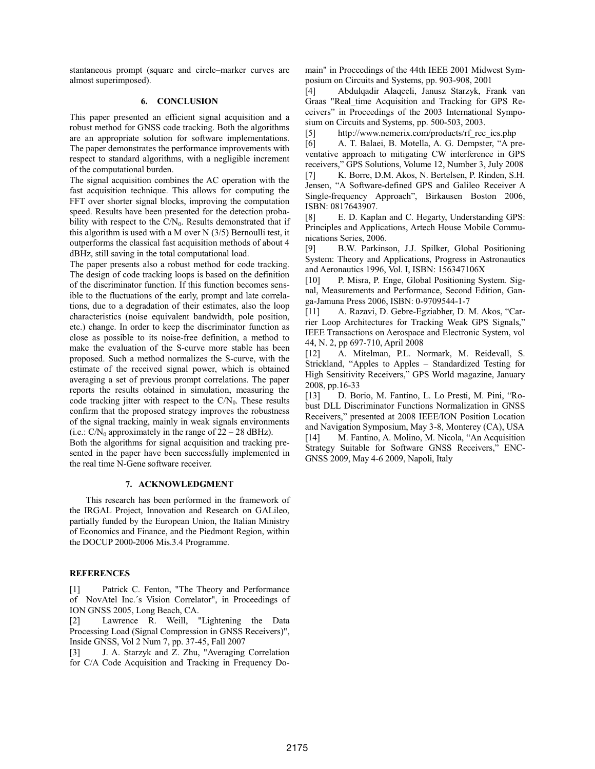stantaneous prompt (square and circle–marker curves are almost superimposed).

## 6. CONCLUSION

This paper presented an efficient signal acquisition and a robust method for GNSS code tracking. Both the algorithms are an appropriate solution for software implementations. The paper demonstrates the performance improvements with respect to standard algorithms, with a negligible increment of the computational burden.

The signal acquisition combines the AC operation with the fast acquisition technique. This allows for computing the FFT over shorter signal blocks, improving the computation speed. Results have been presented for the detection probability with respect to the $C/N_0$. Results demonstrated that if this algorithm is used with a M over N (3/5) Bernoulli test, it outperforms the classical fast acquisition methods of about 4 dBHz, still saving in the total computational load.

The paper presents also a robust method for code tracking. The design of code tracking loops is based on the definition of the discriminator function. If this function becomes sensible to the fluctuations of the early, prompt and late correlations, due to a degradation of their estimates, also the loop characteristics (noise equivalent bandwidth, pole position, etc.) change. In order to keep the discriminator function as close as possible to its noise-free definition, a method to make the evaluation of the S-curve more stable has been proposed. Such a method normalizes the S-curve, with the estimate of the received signal power, which is obtained averaging a set of previous prompt correlations. The paper reports the results obtained in simulation, measuring the code tracking jitter with respect to the $C/N_0$. These results confirm that the proposed strategy improves the robustness of the signal tracking, mainly in weak signals environments (i.e.: $C/N_0$ approximately in the range of 22 – 28 dBHz).

Both the algorithms for signal acquisition and tracking presented in the paper have been successfully implemented in the real time N-Gene software receiver.

## 7. ACKNOWLEDGMENT

This research has been performed in the framework of the IRGAL Project, Innovation and Research on GALileo, partially funded by the European Union, the Italian Ministry of Economics and Finance, and the Piedmont Region, within the DOCUP 2000-2006 Mis.3.4 Programme.

## REFERENCES

[1] Patrick C. Fenton, "The Theory and Performance of NovAtel Inc.´s Vision Correlator", in Proceedings of ION GNSS 2005, Long Beach, CA.

[2] Lawrence R. Weill, "Lightening the Data Processing Load (Signal Compression in GNSS Receivers)", Inside GNSS, Vol 2 Num 7, pp. 37-45, Fall 2007

[3] J. A. Starzyk and Z. Zhu, "Averaging Correlation for C/A Code Acquisition and Tracking in Frequency Domain" in Proceedings of the 44th IEEE 2001 Midwest Symposium on Circuits and Systems, pp. 903-908, 2001

[4] Abdulqadir Alaqeeli, Janusz Starzyk, Frank van Graas "Real_time Acquisition and Tracking for GPS Receivers" in Proceedings of the 2003 International Symposium on Circuits and Systems, pp. 500-503, 2003.

[5] http://www.nemerix.com/products/rf_rec_ics.php

[6] A. T. Balaei, B. Motella, A. G. Dempster, "A preventative approach to mitigating CW interference in GPS receivers," GPS Solutions, Volume 12, Number 3, July 2008

[7] K. Borre, D.M. Akos, N. Bertelsen, P. Rinden, S.H. Jensen, "A Software-defined GPS and Galileo Receiver A Single-frequency Approach", Birkausen Boston 2006, ISBN: 0817643907.

[8] E. D. Kaplan and C. Hegarty, Understanding GPS: Principles and Applications, Artech House Mobile Communications Series, 2006.

[9] B.W. Parkinson, J.J. Spilker, Global Positioning System: Theory and Applications, Progress in Astronautics and Aeronautics 1996, Vol. I, ISBN: 156347106X

[10] P. Misra, P. Enge, Global Positioning System. Signal, Measurements and Performance, Second Edition, Ganga-Jamuna Press 2006, ISBN: 0-9709544-1-7

[11] A. Razavi, D. Gebre-Egziabher, D. M. Akos, "Carrier Loop Architectures for Tracking Weak GPS Signals," IEEE Transactions on Aerospace and Electronic System, vol 44, N. 2, pp 697-710, April 2008

[12] A. Mitelman, P.L. Normark, M. Reidevall, S. Strickland, "Apples to Apples – Standardized Testing for High Sensitivity Receivers," GPS World magazine, January 2008, pp.16-33

[13] D. Borio, M. Fantino, L. Lo Presti, M. Pini, "Robust DLL Discriminator Functions Normalization in GNSS Receivers," presented at 2008 IEEE/ION Position Location and Navigation Symposium, May 3-8, Monterey (CA), USA

[14] M. Fantino, A. Molino, M. Nicola, "An Acquisition Strategy Suitable for Software GNSS Receivers," ENC-GNSS 2009, May 4-6 2009, Napoli, Italy